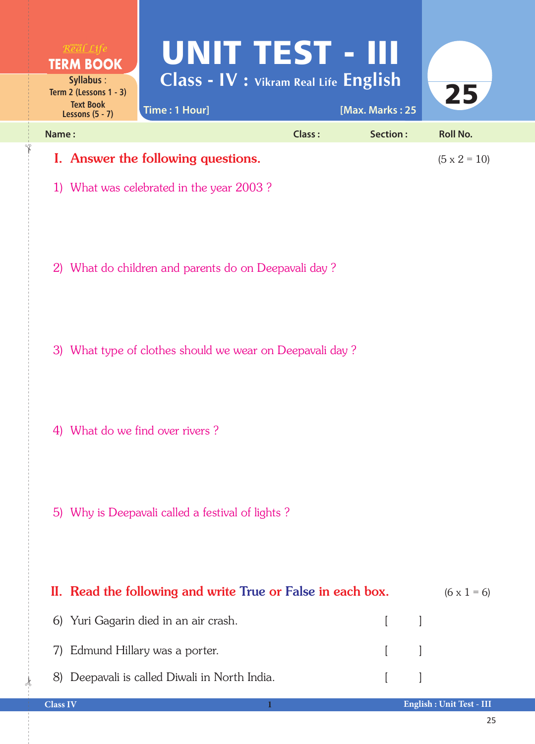Real Life
**TERM BOOK**

**Syllabus :**
Term 2 (Lessons 1 - 3)
Text Book
Lessons (5 - 7)

# UNIT TEST - III

## Class - IV : Vikram Real Life English

Time : 1 Hour] [Max. Marks : 25

25

**Name :** **Class :** **Section :** **Roll No.**

## I. Answer the following questions. (5 x 2 = 10)

1) What was celebrated in the year 2003 ?

2) What do children and parents do on Deepavali day ?

3) What type of clothes should we wear on Deepavali day ?

4) What do we find over rivers ?

5) Why is Deepavali called a festival of lights ?

## II. Read the following and write True or False in each box. (6 x 1 = 6)

6) Yuri Gagarin died in an air crash. [ ]

7) Edmund Hillary was a porter. [ ]

8) Deepavali is called Diwali in North India. [ ]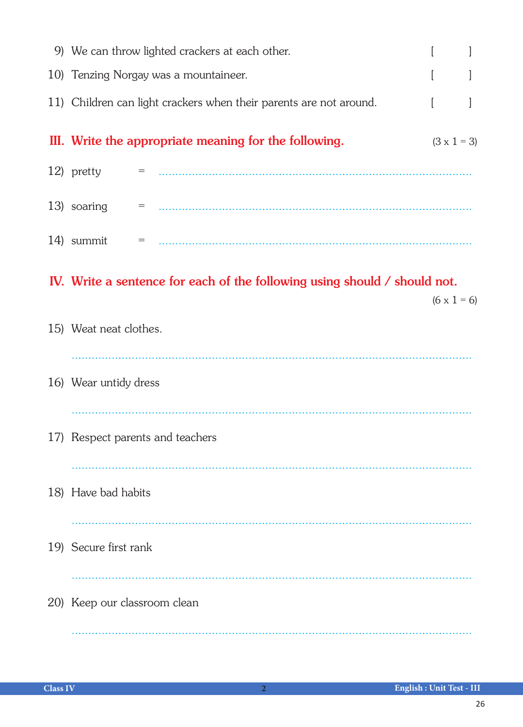9) We can throw lighted crackers at each other. [ ]

10) Tenzing Norgay was a mountaineer. [ ]

11) Children can light crackers when their parents are not around. [ ]

## III. Write the appropriate meaning for the following. (3 x 1 = 3)

12) pretty = ..........................................................................................

13) soaring = ..........................................................................................

14) summit = ..........................................................................................

## IV. Write a sentence for each of the following using should / should not. (6 x 1 = 6)

15) Weat neat clothes.

..........................................................................................

16) Wear untidy dress

..........................................................................................

17) Respect parents and teachers

..........................................................................................

18) Have bad habits

..........................................................................................

19) Secure first rank

..........................................................................................

20) Keep our classroom clean

..........................................................................................